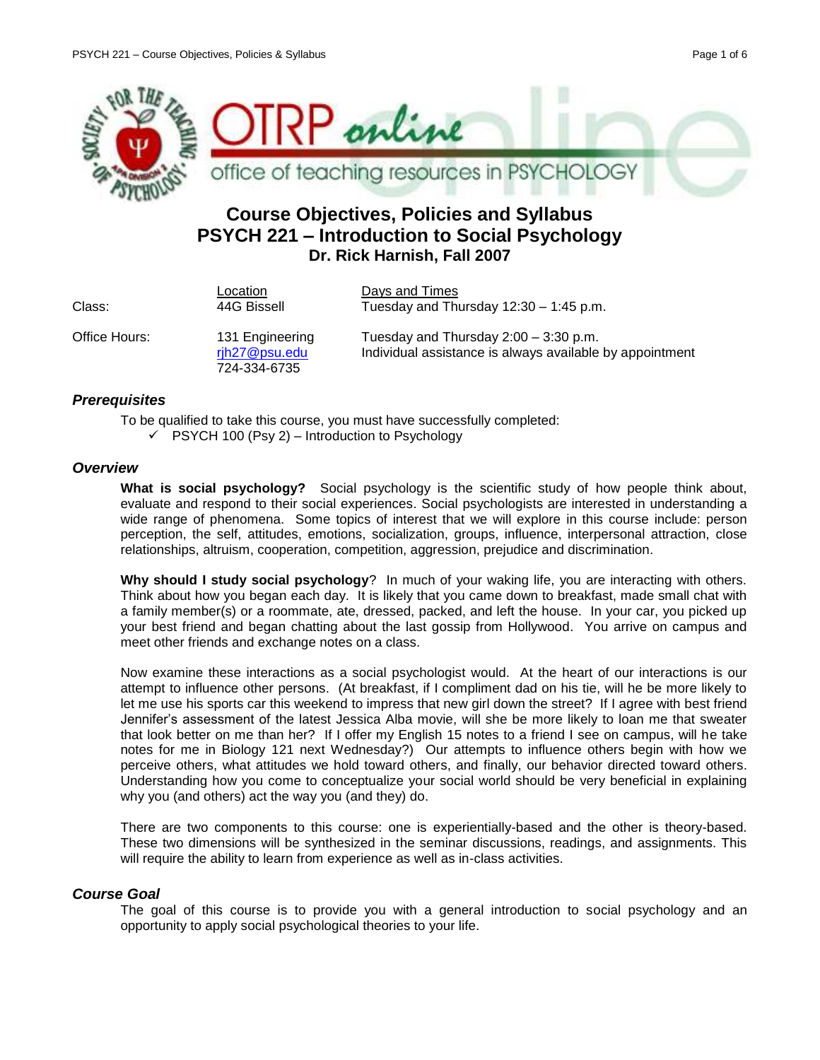# Course Objectives, Policies and Syllabus
# PSYCH 221 – Introduction to Social Psychology
### Dr. Rick Harnish, Fall 2007

| | Location | Days and Times |
|---|---|---|
| Class: | 44G Bissell | Tuesday and Thursday 12:30 – 1:45 p.m. |
| Office Hours: | 131 Engineering<br>rjh27@psu.edu<br>724-334-6735 | Tuesday and Thursday 2:00 – 3:30 p.m.<br>Individual assistance is always available by appointment |

### *Prerequisites*

To be qualified to take this course, you must have successfully completed:

- ✓ PSYCH 100 (Psy 2) – Introduction to Psychology

### *Overview*

**What is social psychology?** Social psychology is the scientific study of how people think about, evaluate and respond to their social experiences. Social psychologists are interested in understanding a wide range of phenomena. Some topics of interest that we will explore in this course include: person perception, the self, attitudes, emotions, socialization, groups, influence, interpersonal attraction, close relationships, altruism, cooperation, competition, aggression, prejudice and discrimination.

**Why should I study social psychology**? In much of your waking life, you are interacting with others. Think about how you began each day. It is likely that you came down to breakfast, made small chat with a family member(s) or a roommate, ate, dressed, packed, and left the house. In your car, you picked up your best friend and began chatting about the last gossip from Hollywood. You arrive on campus and meet other friends and exchange notes on a class.

Now examine these interactions as a social psychologist would. At the heart of our interactions is our attempt to influence other persons. (At breakfast, if I compliment dad on his tie, will he be more likely to let me use his sports car this weekend to impress that new girl down the street? If I agree with best friend Jennifer's assessment of the latest Jessica Alba movie, will she be more likely to loan me that sweater that look better on me than her? If I offer my English 15 notes to a friend I see on campus, will he take notes for me in Biology 121 next Wednesday?) Our attempts to influence others begin with how we perceive others, what attitudes we hold toward others, and finally, our behavior directed toward others. Understanding how you come to conceptualize your social world should be very beneficial in explaining why you (and others) act the way you (and they) do.

There are two components to this course: one is experientially-based and the other is theory-based. These two dimensions will be synthesized in the seminar discussions, readings, and assignments. This will require the ability to learn from experience as well as in-class activities.

### *Course Goal*

The goal of this course is to provide you with a general introduction to social psychology and an opportunity to apply social psychological theories to your life.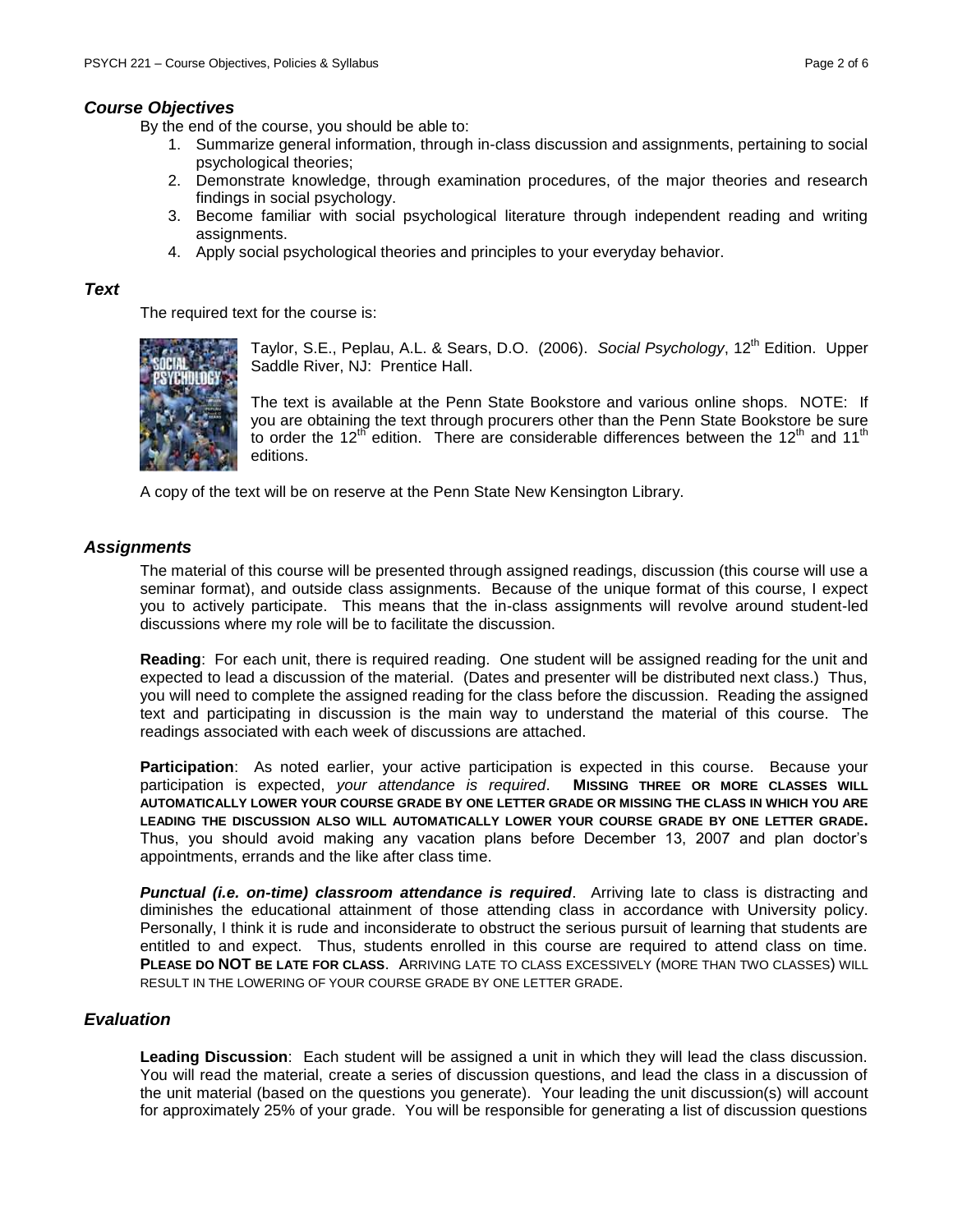### *Course Objectives*

By the end of the course, you should be able to:

1. Summarize general information, through in-class discussion and assignments, pertaining to social psychological theories;
2. Demonstrate knowledge, through examination procedures, of the major theories and research findings in social psychology.
3. Become familiar with social psychological literature through independent reading and writing assignments.
4. Apply social psychological theories and principles to your everyday behavior.

### *Text*

The required text for the course is:

Taylor, S.E., Peplau, A.L. & Sears, D.O. (2006). *Social Psychology*, 12th Edition. Upper Saddle River, NJ: Prentice Hall.

The text is available at the Penn State Bookstore and various online shops. NOTE: If you are obtaining the text through procurers other than the Penn State Bookstore be sure to order the 12th edition. There are considerable differences between the 12th and 11th editions.

A copy of the text will be on reserve at the Penn State New Kensington Library.

### *Assignments*

The material of this course will be presented through assigned readings, discussion (this course will use a seminar format), and outside class assignments. Because of the unique format of this course, I expect you to actively participate. This means that the in-class assignments will revolve around student-led discussions where my role will be to facilitate the discussion.

**Reading**: For each unit, there is required reading. One student will be assigned reading for the unit and expected to lead a discussion of the material. (Dates and presenter will be distributed next class.) Thus, you will need to complete the assigned reading for the class before the discussion. Reading the assigned text and participating in discussion is the main way to understand the material of this course. The readings associated with each week of discussions are attached.

**Participation**: As noted earlier, your active participation is expected in this course. Because your participation is expected, *your attendance is required*. **MISSING THREE OR MORE CLASSES WILL AUTOMATICALLY LOWER YOUR COURSE GRADE BY ONE LETTER GRADE OR MISSING THE CLASS IN WHICH YOU ARE LEADING THE DISCUSSION ALSO WILL AUTOMATICALLY LOWER YOUR COURSE GRADE BY ONE LETTER GRADE.** Thus, you should avoid making any vacation plans before December 13, 2007 and plan doctor's appointments, errands and the like after class time.

***Punctual (i.e. on-time) classroom attendance is required***. Arriving late to class is distracting and diminishes the educational attainment of those attending class in accordance with University policy. Personally, I think it is rude and inconsiderate to obstruct the serious pursuit of learning that students are entitled to and expect. Thus, students enrolled in this course are required to attend class on time. **PLEASE DO NOT BE LATE FOR CLASS**. ARRIVING LATE TO CLASS EXCESSIVELY (MORE THAN TWO CLASSES) WILL RESULT IN THE LOWERING OF YOUR COURSE GRADE BY ONE LETTER GRADE.

### *Evaluation*

**Leading Discussion**: Each student will be assigned a unit in which they will lead the class discussion. You will read the material, create a series of discussion questions, and lead the class in a discussion of the unit material (based on the questions you generate). Your leading the unit discussion(s) will account for approximately 25% of your grade. You will be responsible for generating a list of discussion questions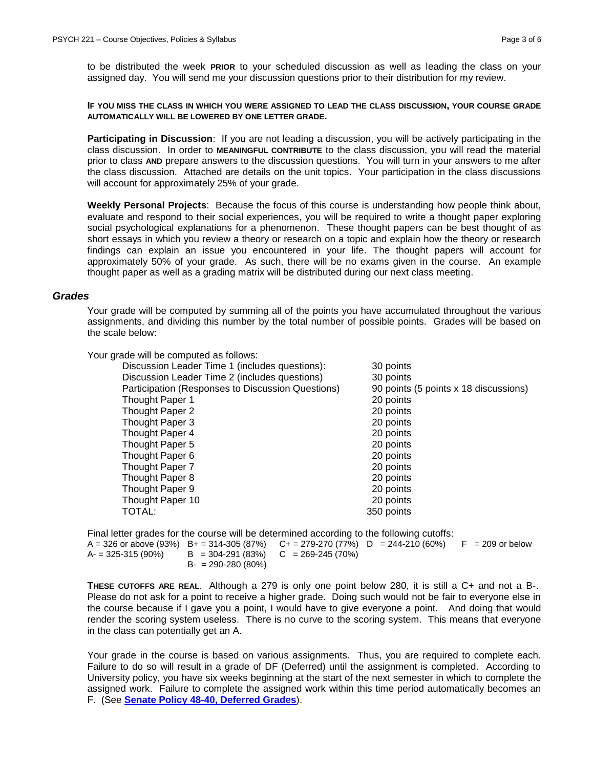to be distributed the week **PRIOR** to your scheduled discussion as well as leading the class on your assigned day. You will send me your discussion questions prior to their distribution for my review.

**IF YOU MISS THE CLASS IN WHICH YOU WERE ASSIGNED TO LEAD THE CLASS DISCUSSION, YOUR COURSE GRADE AUTOMATICALLY WILL BE LOWERED BY ONE LETTER GRADE.**

**Participating in Discussion**: If you are not leading a discussion, you will be actively participating in the class discussion. In order to **MEANINGFUL CONTRIBUTE** to the class discussion, you will read the material prior to class **AND** prepare answers to the discussion questions. You will turn in your answers to me after the class discussion. Attached are details on the unit topics. Your participation in the class discussions will account for approximately 25% of your grade.

**Weekly Personal Projects**: Because the focus of this course is understanding how people think about, evaluate and respond to their social experiences, you will be required to write a thought paper exploring social psychological explanations for a phenomenon. These thought papers can be best thought of as short essays in which you review a theory or research on a topic and explain how the theory or research findings can explain an issue you encountered in your life. The thought papers will account for approximately 50% of your grade. As such, there will be no exams given in the course. An example thought paper as well as a grading matrix will be distributed during our next class meeting.

### *Grades*

Your grade will be computed by summing all of the points you have accumulated throughout the various assignments, and dividing this number by the total number of possible points. Grades will be based on the scale below:

Your grade will be computed as follows:

| | |
|---|---|
| Discussion Leader Time 1 (includes questions): | 30 points |
| Discussion Leader Time 2 (includes questions) | 30 points |
| Participation (Responses to Discussion Questions) | 90 points (5 points x 18 discussions) |
| Thought Paper 1 | 20 points |
| Thought Paper 2 | 20 points |
| Thought Paper 3 | 20 points |
| Thought Paper 4 | 20 points |
| Thought Paper 5 | 20 points |
| Thought Paper 6 | 20 points |
| Thought Paper 7 | 20 points |
| Thought Paper 8 | 20 points |
| Thought Paper 9 | 20 points |
| Thought Paper 10 | 20 points |
| TOTAL: | 350 points |

Final letter grades for the course will be determined according to the following cutoffs:

| | | | | |
|---|---|---|---|---|
| A = 326 or above (93%) | B+ = 314-305 (87%) | C+ = 279-270 (77%) | D = 244-210 (60%) | F = 209 or below |
| A- = 325-315 (90%) | B = 304-291 (83%) | C = 269-245 (70%) | | |
| | B- = 290-280 (80%) | | | |

**THESE CUTOFFS ARE REAL**. Although a 279 is only one point below 280, it is still a C+ and not a B-. Please do not ask for a point to receive a higher grade. Doing such would not be fair to everyone else in the course because if I gave you a point, I would have to give everyone a point. And doing that would render the scoring system useless. There is no curve to the scoring system. This means that everyone in the class can potentially get an A.

Your grade in the course is based on various assignments. Thus, you are required to complete each. Failure to do so will result in a grade of DF (Deferred) until the assignment is completed. According to University policy, you have six weeks beginning at the start of the next semester in which to complete the assigned work. Failure to complete the assigned work within this time period automatically becomes an F. (See **Senate Policy 48-40, Deferred Grades**).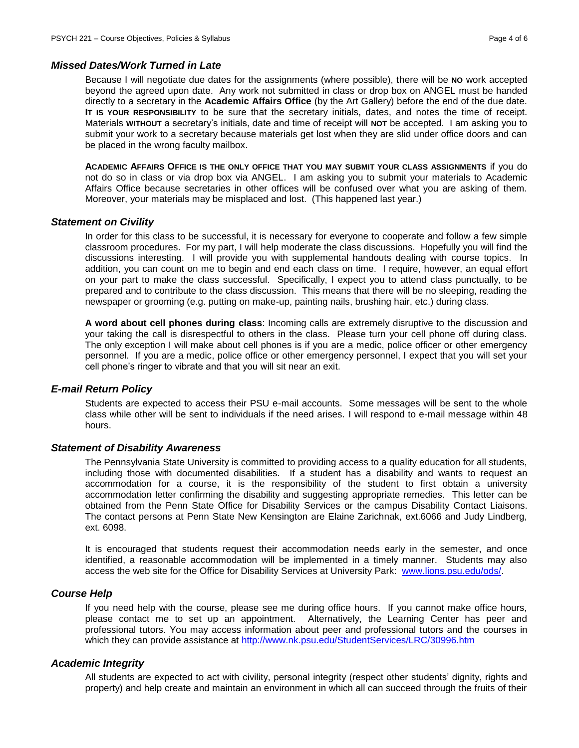### *Missed Dates/Work Turned in Late*

Because I will negotiate due dates for the assignments (where possible), there will be **NO** work accepted beyond the agreed upon date. Any work not submitted in class or drop box on ANGEL must be handed directly to a secretary in the **Academic Affairs Office** (by the Art Gallery) before the end of the due date. **IT IS YOUR RESPONSIBILITY** to be sure that the secretary initials, dates, and notes the time of receipt. Materials **WITHOUT** a secretary's initials, date and time of receipt will **NOT** be accepted. I am asking you to submit your work to a secretary because materials get lost when they are slid under office doors and can be placed in the wrong faculty mailbox.

**ACADEMIC AFFAIRS OFFICE IS THE ONLY OFFICE THAT YOU MAY SUBMIT YOUR CLASS ASSIGNMENTS** if you do not do so in class or via drop box via ANGEL. I am asking you to submit your materials to Academic Affairs Office because secretaries in other offices will be confused over what you are asking of them. Moreover, your materials may be misplaced and lost. (This happened last year.)

### *Statement on Civility*

In order for this class to be successful, it is necessary for everyone to cooperate and follow a few simple classroom procedures. For my part, I will help moderate the class discussions. Hopefully you will find the discussions interesting. I will provide you with supplemental handouts dealing with course topics. In addition, you can count on me to begin and end each class on time. I require, however, an equal effort on your part to make the class successful. Specifically, I expect you to attend class punctually, to be prepared and to contribute to the class discussion. This means that there will be no sleeping, reading the newspaper or grooming (e.g. putting on make-up, painting nails, brushing hair, etc.) during class.

**A word about cell phones during class**: Incoming calls are extremely disruptive to the discussion and your taking the call is disrespectful to others in the class. Please turn your cell phone off during class. The only exception I will make about cell phones is if you are a medic, police officer or other emergency personnel. If you are a medic, police office or other emergency personnel, I expect that you will set your cell phone's ringer to vibrate and that you will sit near an exit.

### *E-mail Return Policy*

Students are expected to access their PSU e-mail accounts. Some messages will be sent to the whole class while other will be sent to individuals if the need arises. I will respond to e-mail message within 48 hours.

### *Statement of Disability Awareness*

The Pennsylvania State University is committed to providing access to a quality education for all students, including those with documented disabilities. If a student has a disability and wants to request an accommodation for a course, it is the responsibility of the student to first obtain a university accommodation letter confirming the disability and suggesting appropriate remedies. This letter can be obtained from the Penn State Office for Disability Services or the campus Disability Contact Liaisons. The contact persons at Penn State New Kensington are Elaine Zarichnak, ext.6066 and Judy Lindberg, ext. 6098.

It is encouraged that students request their accommodation needs early in the semester, and once identified, a reasonable accommodation will be implemented in a timely manner. Students may also access the web site for the Office for Disability Services at University Park: [www.lions.psu.edu/ods/](www.lions.psu.edu/ods/).

### *Course Help*

If you need help with the course, please see me during office hours. If you cannot make office hours, please contact me to set up an appointment. Alternatively, the Learning Center has peer and professional tutors. You may access information about peer and professional tutors and the courses in which they can provide assistance at <http://www.nk.psu.edu/StudentServices/LRC/30996.htm>

### *Academic Integrity*

All students are expected to act with civility, personal integrity (respect other students' dignity, rights and property) and help create and maintain an environment in which all can succeed through the fruits of their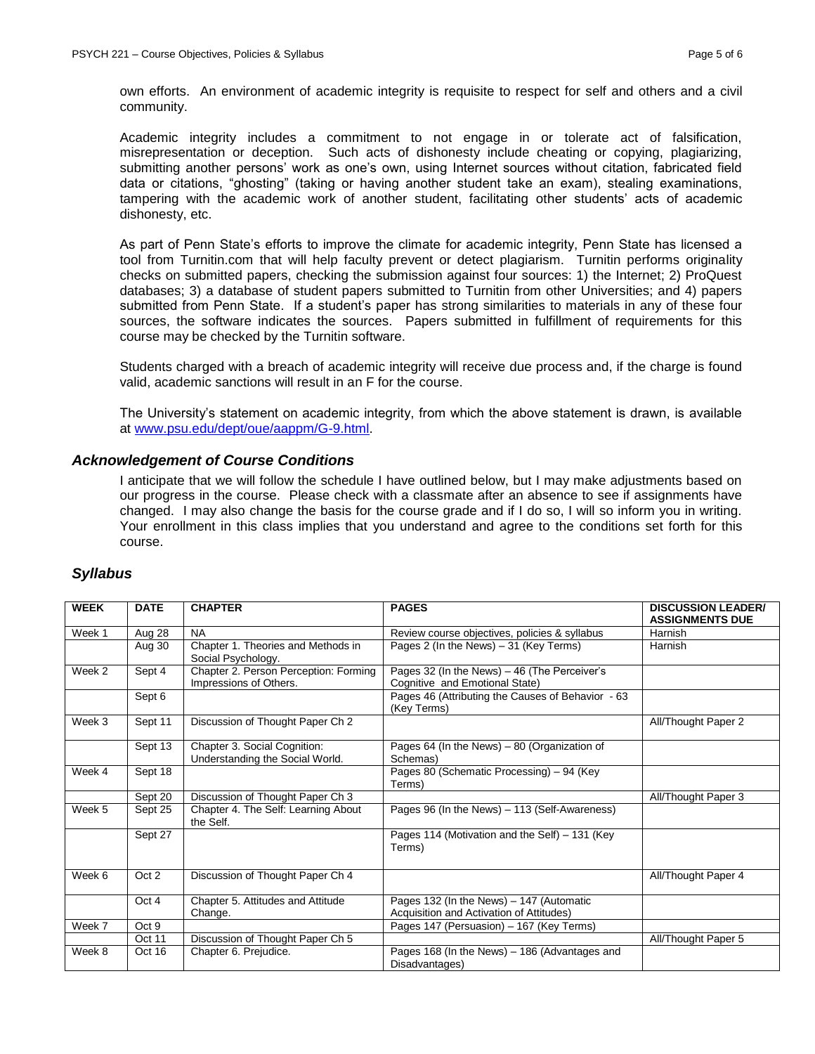own efforts. An environment of academic integrity is requisite to respect for self and others and a civil community.

Academic integrity includes a commitment to not engage in or tolerate act of falsification, misrepresentation or deception. Such acts of dishonesty include cheating or copying, plagiarizing, submitting another persons' work as one's own, using Internet sources without citation, fabricated field data or citations, "ghosting" (taking or having another student take an exam), stealing examinations, tampering with the academic work of another student, facilitating other students' acts of academic dishonesty, etc.

As part of Penn State's efforts to improve the climate for academic integrity, Penn State has licensed a tool from Turnitin.com that will help faculty prevent or detect plagiarism. Turnitin performs originality checks on submitted papers, checking the submission against four sources: 1) the Internet; 2) ProQuest databases; 3) a database of student papers submitted to Turnitin from other Universities; and 4) papers submitted from Penn State. If a student's paper has strong similarities to materials in any of these four sources, the software indicates the sources. Papers submitted in fulfillment of requirements for this course may be checked by the Turnitin software.

Students charged with a breach of academic integrity will receive due process and, if the charge is found valid, academic sanctions will result in an F for the course.

The University's statement on academic integrity, from which the above statement is drawn, is available at www.psu.edu/dept/oue/aappm/G-9.html.

### *Acknowledgement of Course Conditions*

I anticipate that we will follow the schedule I have outlined below, but I may make adjustments based on our progress in the course. Please check with a classmate after an absence to see if assignments have changed. I may also change the basis for the course grade and if I do so, I will so inform you in writing. Your enrollment in this class implies that you understand and agree to the conditions set forth for this course.

## *Syllabus*

| WEEK | DATE | CHAPTER | PAGES | DISCUSSION LEADER/ ASSIGNMENTS DUE |
|---|---|---|---|---|
| Week 1 | Aug 28 | NA | Review course objectives, policies & syllabus | Harnish |
| | Aug 30 | Chapter 1. Theories and Methods in Social Psychology. | Pages 2 (In the News) – 31 (Key Terms) | Harnish |
| Week 2 | Sept 4 | Chapter 2. Person Perception: Forming Impressions of Others. | Pages 32 (In the News) – 46 (The Perceiver's Cognitive and Emotional State) | |
| | Sept 6 | | Pages 46 (Attributing the Causes of Behavior - 63 (Key Terms) | |
| Week 3 | Sept 11 | Discussion of Thought Paper Ch 2 | | All/Thought Paper 2 |
| | Sept 13 | Chapter 3. Social Cognition: Understanding the Social World. | Pages 64 (In the News) – 80 (Organization of Schemas) | |
| Week 4 | Sept 18 | | Pages 80 (Schematic Processing) – 94 (Key Terms) | |
| | Sept 20 | Discussion of Thought Paper Ch 3 | | All/Thought Paper 3 |
| Week 5 | Sept 25 | Chapter 4. The Self: Learning About the Self. | Pages 96 (In the News) – 113 (Self-Awareness) | |
| | Sept 27 | | Pages 114 (Motivation and the Self) – 131 (Key Terms) | |
| Week 6 | Oct 2 | Discussion of Thought Paper Ch 4 | | All/Thought Paper 4 |
| | Oct 4 | Chapter 5. Attitudes and Attitude Change. | Pages 132 (In the News) – 147 (Automatic Acquisition and Activation of Attitudes) | |
| Week 7 | Oct 9 | | Pages 147 (Persuasion) – 167 (Key Terms) | |
| | Oct 11 | Discussion of Thought Paper Ch 5 | | All/Thought Paper 5 |
| Week 8 | Oct 16 | Chapter 6. Prejudice. | Pages 168 (In the News) – 186 (Advantages and Disadvantages) | |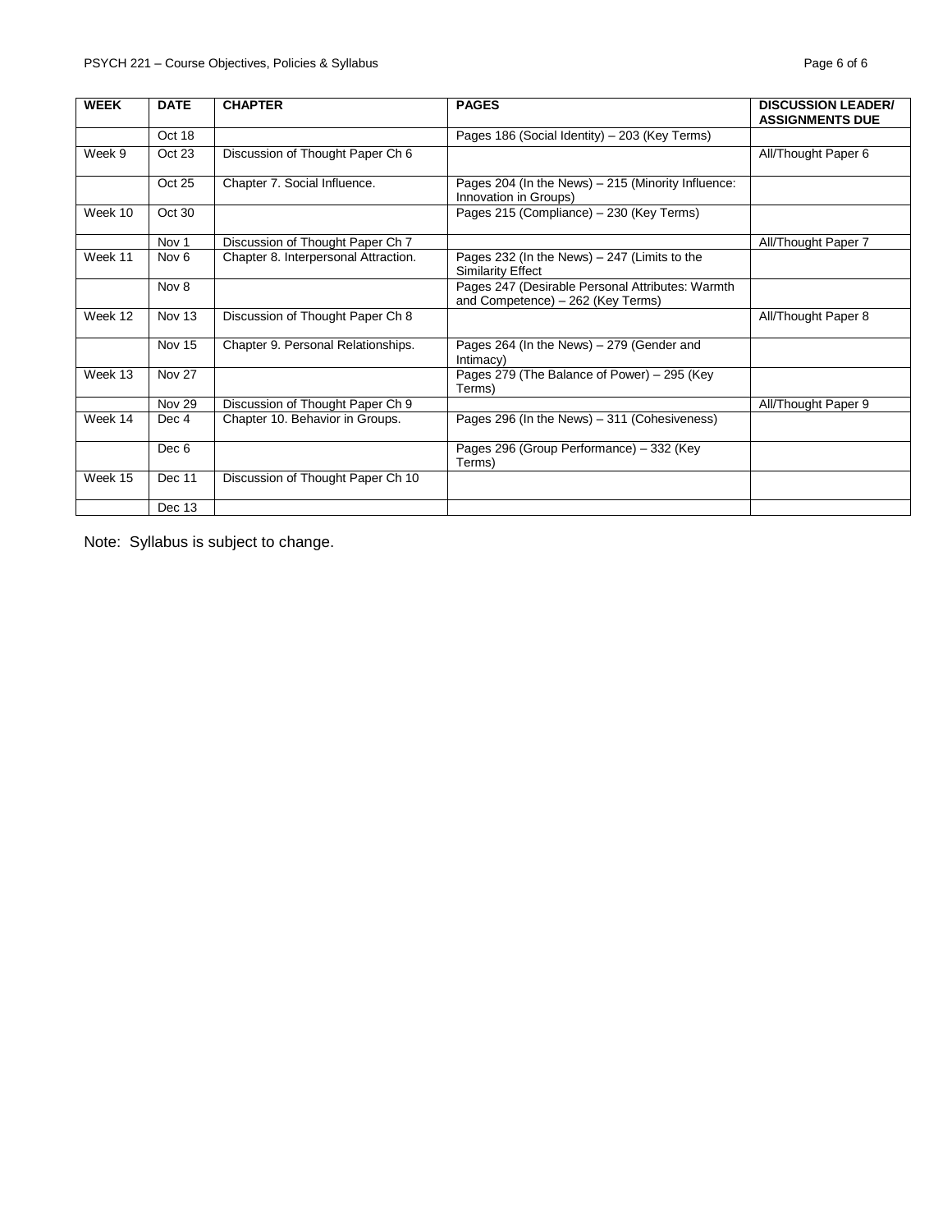| WEEK | DATE | CHAPTER | PAGES | DISCUSSION LEADER/ ASSIGNMENTS DUE |
|---|---|---|---|---|
| | Oct 18 | | Pages 186 (Social Identity) – 203 (Key Terms) | |
| Week 9 | Oct 23 | Discussion of Thought Paper Ch 6 | | All/Thought Paper 6 |
| | Oct 25 | Chapter 7. Social Influence. | Pages 204 (In the News) – 215 (Minority Influence: Innovation in Groups) | |
| Week 10 | Oct 30 | | Pages 215 (Compliance) – 230 (Key Terms) | |
| | Nov 1 | Discussion of Thought Paper Ch 7 | | All/Thought Paper 7 |
| Week 11 | Nov 6 | Chapter 8. Interpersonal Attraction. | Pages 232 (In the News) – 247 (Limits to the Similarity Effect | |
| | Nov 8 | | Pages 247 (Desirable Personal Attributes: Warmth and Competence) – 262 (Key Terms) | |
| Week 12 | Nov 13 | Discussion of Thought Paper Ch 8 | | All/Thought Paper 8 |
| | Nov 15 | Chapter 9. Personal Relationships. | Pages 264 (In the News) – 279 (Gender and Intimacy) | |
| Week 13 | Nov 27 | | Pages 279 (The Balance of Power) – 295 (Key Terms) | |
| | Nov 29 | Discussion of Thought Paper Ch 9 | | All/Thought Paper 9 |
| Week 14 | Dec 4 | Chapter 10. Behavior in Groups. | Pages 296 (In the News) – 311 (Cohesiveness) | |
| | Dec 6 | | Pages 296 (Group Performance) – 332 (Key Terms) | |
| Week 15 | Dec 11 | Discussion of Thought Paper Ch 10 | | |
| | Dec 13 | | | |

Note: Syllabus is subject to change.